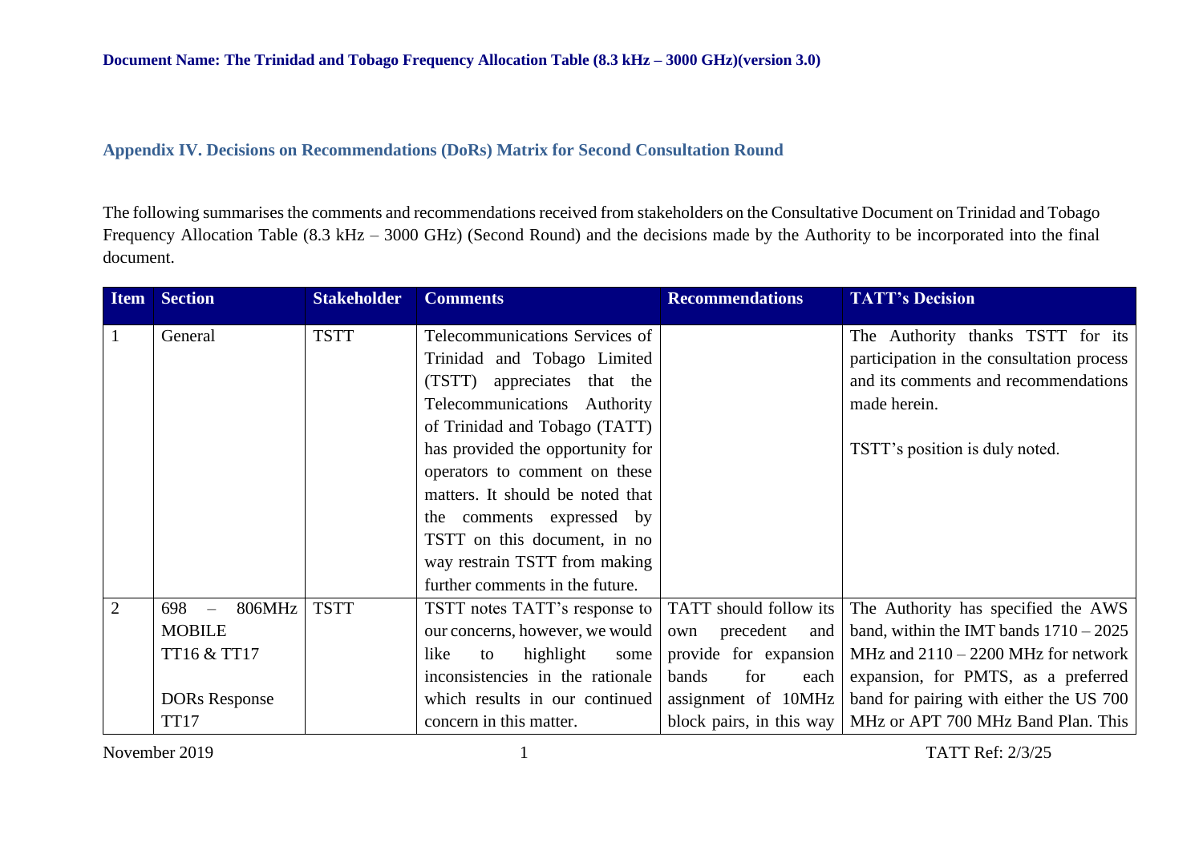**Document Name: The Trinidad and Tobago Frequency Allocation Table (8.3 kHz – 3000 GHz)(version 3.0)**

## Appendix IV. Decisions on Recommendations (DoRs) Matrix for Second Consultation Round

The following summarises the comments and recommendations received from stakeholders on the Consultative Document on Trinidad and Tobago Frequency Allocation Table (8.3 kHz – 3000 GHz) (Second Round) and the decisions made by the Authority to be incorporated into the final document.

| Item | Section | Stakeholder | Comments | Recommendations | TATT's Decision |
|---|---|---|---|---|---|
| 1 | General | TSTT | Telecommunications Services of Trinidad and Tobago Limited (TSTT) appreciates that the Telecommunications Authority of Trinidad and Tobago (TATT) has provided the opportunity for operators to comment on these matters. It should be noted that the comments expressed by TSTT on this document, in no way restrain TSTT from making further comments in the future. | | The Authority thanks TSTT for its participation in the consultation process and its comments and recommendations made herein.<br><br>TSTT's position is duly noted. |
| 2 | 698 – 806MHz MOBILE TT16 & TT17<br><br>DORs Response TT17 | TSTT | TSTT notes TATT's response to our concerns, however, we would like to highlight some inconsistencies in the rationale which results in our continued concern in this matter. | TATT should follow its own precedent and provide for expansion bands for each assignment of 10MHz block pairs, in this way | The Authority has specified the AWS band, within the IMT bands 1710 – 2025 MHz and 2110 – 2200 MHz for network expansion, for PMTS, as a preferred band for pairing with either the US 700 MHz or APT 700 MHz Band Plan. This |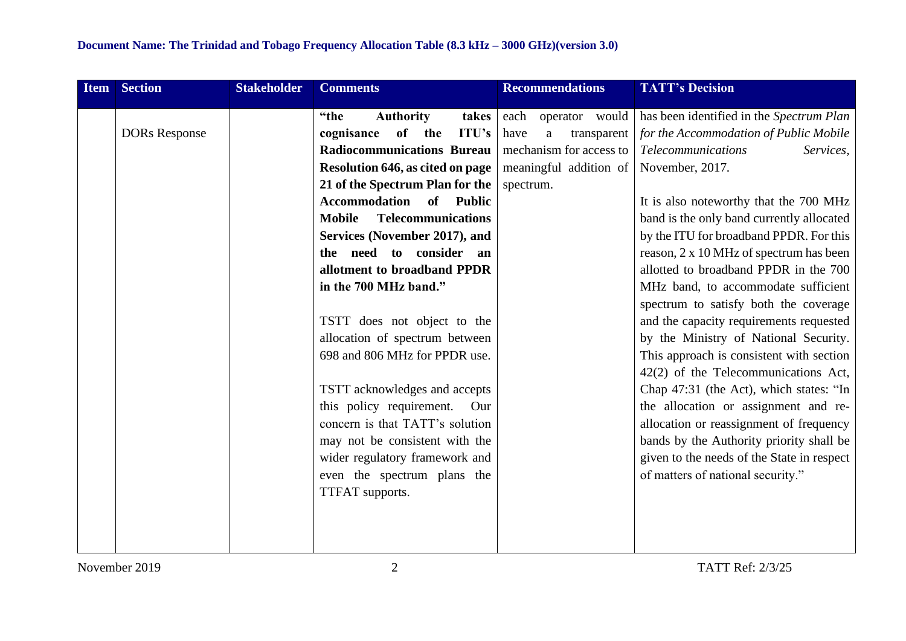| Item | Section | Stakeholder | Comments | Recommendations | TATT's Decision |
|---|---|---|---|---|---|
| | DORs Response | | **"the Authority takes cognisance of the ITU's Radiocommunications Bureau Resolution 646, as cited on page 21 of the Spectrum Plan for the Accommodation of Public Mobile Telecommunications Services (November 2017), and the need to consider an allotment to broadband PPDR in the 700 MHz band."**<br><br>TSTT does not object to the allocation of spectrum between 698 and 806 MHz for PPDR use.<br><br>TSTT acknowledges and accepts this policy requirement. Our concern is that TATT's solution may not be consistent with the wider regulatory framework and even the spectrum plans the TTFAT supports. | each operator would have a transparent mechanism for access to meaningful addition of spectrum. | has been identified in the *Spectrum Plan for the Accommodation of Public Mobile Telecommunications Services,* November, 2017.<br><br>It is also noteworthy that the 700 MHz band is the only band currently allocated by the ITU for broadband PPDR. For this reason, 2 x 10 MHz of spectrum has been allotted to broadband PPDR in the 700 MHz band, to accommodate sufficient spectrum to satisfy both the coverage and the capacity requirements requested by the Ministry of National Security. This approach is consistent with section 42(2) of the Telecommunications Act, Chap 47:31 (the Act), which states: "In the allocation or assignment and re-allocation or reassignment of frequency bands by the Authority priority shall be given to the needs of the State in respect of matters of national security." |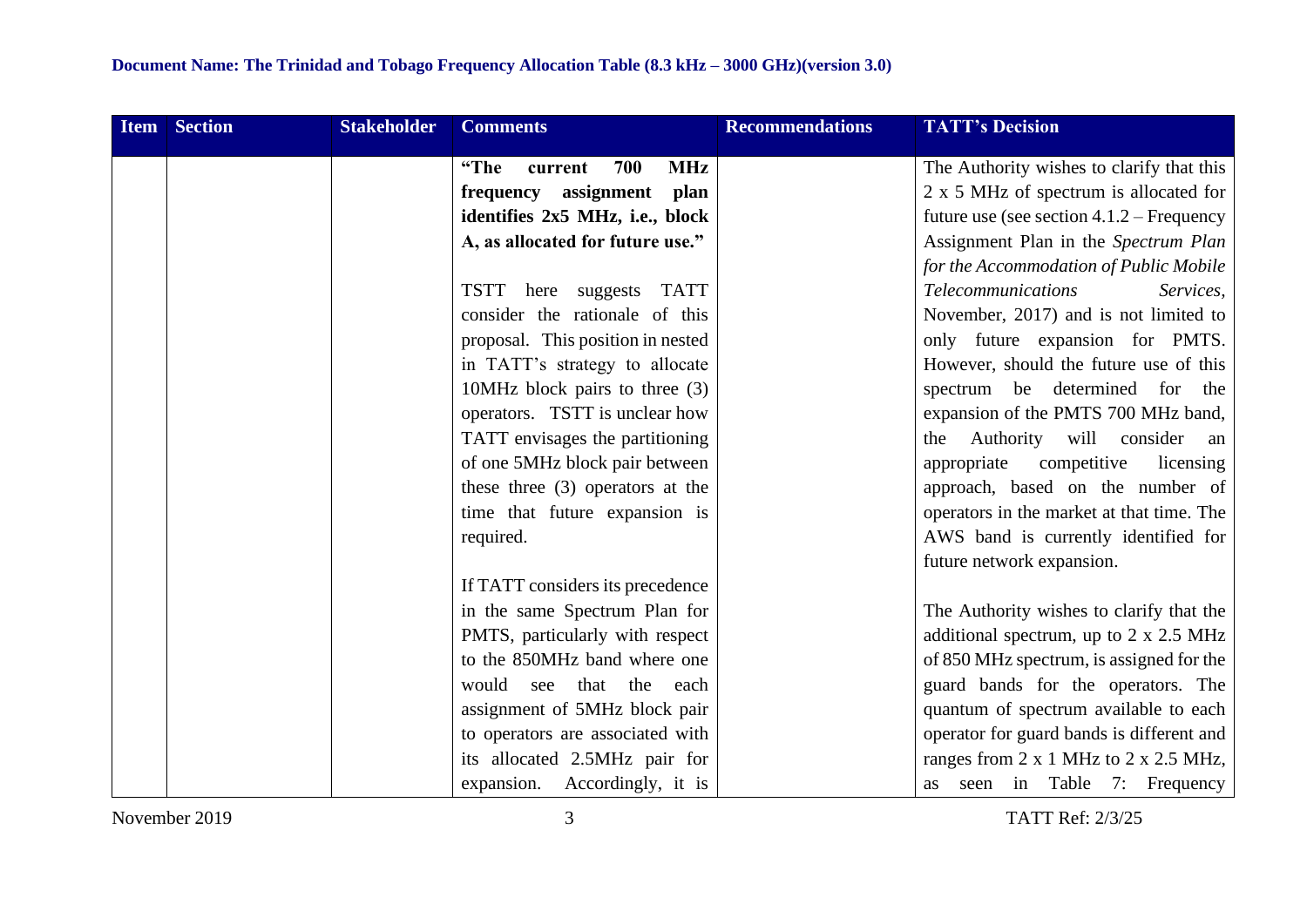| Item | Section | Stakeholder | Comments | Recommendations | TATT's Decision |
|---|---|---|---|---|---|
| | | | **"The current 700 MHz frequency assignment plan identifies 2x5 MHz, i.e., block A, as allocated for future use."**<br><br>TSTT here suggests TATT consider the rationale of this proposal. This position in nested in TATT's strategy to allocate 10MHz block pairs to three (3) operators. TSTT is unclear how TATT envisages the partitioning of one 5MHz block pair between these three (3) operators at the time that future expansion is required.<br><br>If TATT considers its precedence in the same Spectrum Plan for PMTS, particularly with respect to the 850MHz band where one would see that the each assignment of 5MHz block pair to operators are associated with its allocated 2.5MHz pair for expansion. Accordingly, it is | | The Authority wishes to clarify that this 2 x 5 MHz of spectrum is allocated for future use (see section 4.1.2 – Frequency Assignment Plan in the *Spectrum Plan for the Accommodation of Public Mobile Telecommunications Services*, November, 2017) and is not limited to only future expansion for PMTS. However, should the future use of this spectrum be determined for the expansion of the PMTS 700 MHz band, the Authority will consider an appropriate competitive licensing approach, based on the number of operators in the market at that time. The AWS band is currently identified for future network expansion.<br><br>The Authority wishes to clarify that the additional spectrum, up to 2 x 2.5 MHz of 850 MHz spectrum, is assigned for the guard bands for the operators. The quantum of spectrum available to each operator for guard bands is different and ranges from 2 x 1 MHz to 2 x 2.5 MHz, as seen in Table 7: Frequency |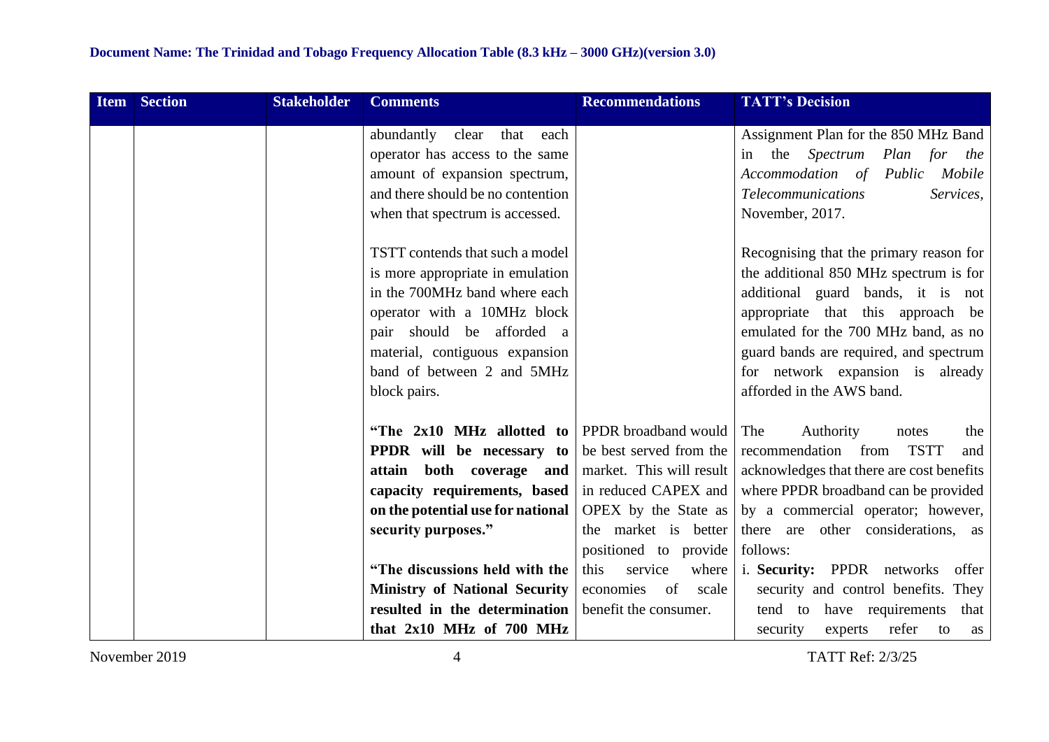| Item | Section | Stakeholder | Comments | Recommendations | TATT's Decision |
|---|---|---|---|---|---|
| | | | abundantly clear that each operator has access to the same amount of expansion spectrum, and there should be no contention when that spectrum is accessed.<br><br>TSTT contends that such a model is more appropriate in emulation in the 700MHz band where each operator with a 10MHz block pair should be afforded a material, contiguous expansion band of between 2 and 5MHz block pairs. | | Assignment Plan for the 850 MHz Band in the *Spectrum Plan for the Accommodation of Public Mobile Telecommunications Services*, November, 2017.<br><br>Recognising that the primary reason for the additional 850 MHz spectrum is for additional guard bands, it is not appropriate that this approach be emulated for the 700 MHz band, as no guard bands are required, and spectrum for network expansion is already afforded in the AWS band. |
| | | | **"The 2x10 MHz allotted to PPDR will be necessary to attain both coverage and capacity requirements, based on the potential use for national security purposes."**<br><br>**"The discussions held with the Ministry of National Security resulted in the determination that 2x10 MHz of 700 MHz** | PPDR broadband would be best served from the market. This will result in reduced CAPEX and OPEX by the State as the market is better positioned to provide this service where economies of scale benefit the consumer. | The Authority notes the recommendation from TSTT and acknowledges that there are cost benefits where PPDR broadband can be provided by a commercial operator; however, there are other considerations, as follows:<br>i. **Security:** PPDR networks offer security and control benefits. They tend to have requirements that security experts refer to as |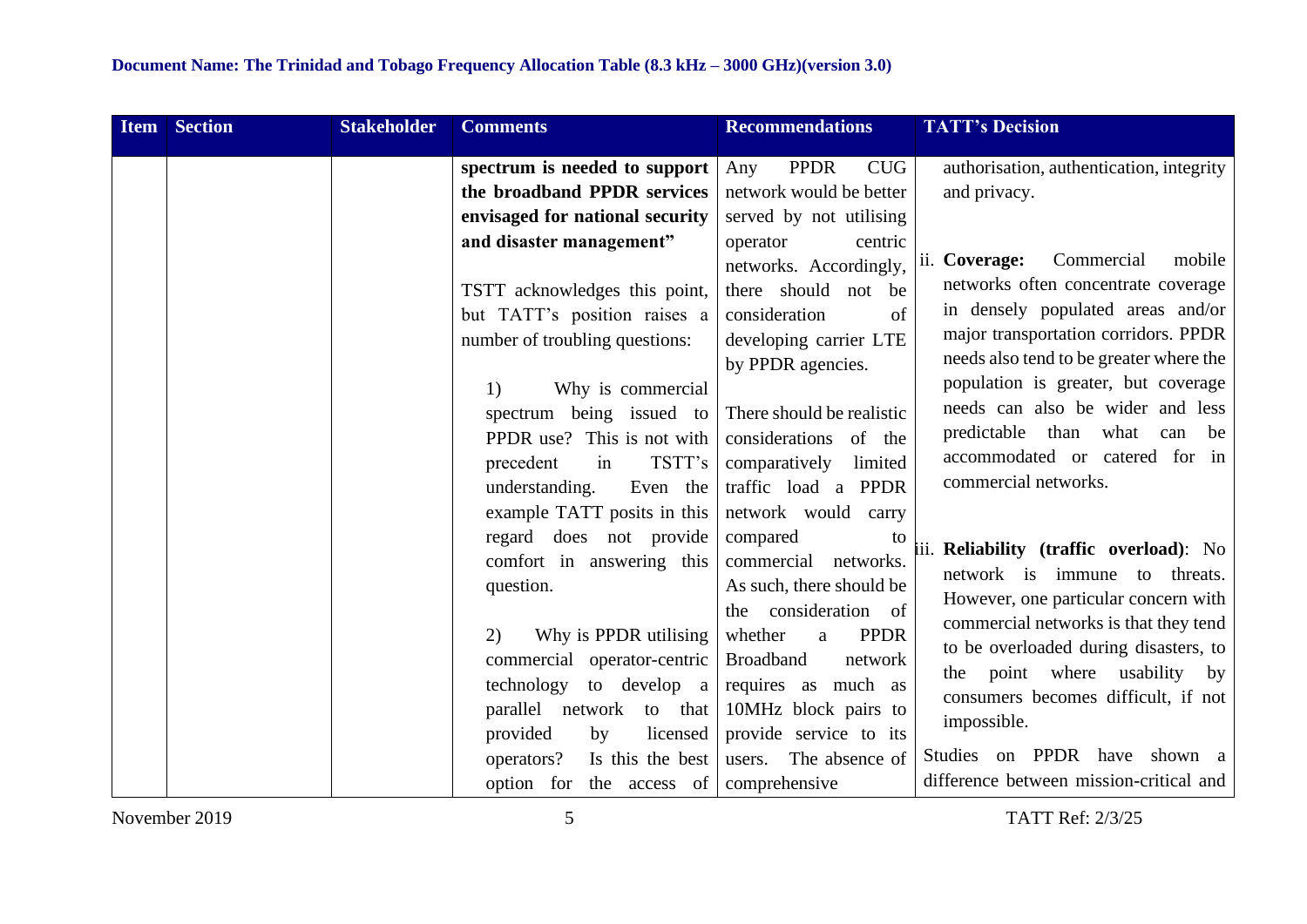| Item | Section | Stakeholder | Comments | Recommendations | TATT's Decision |
|---|---|---|---|---|---|
| | | | **spectrum is needed to support the broadband PPDR services envisaged for national security and disaster management"**<br><br>TSTT acknowledges this point, but TATT's position raises a number of troubling questions:<br><br>1) Why is commercial spectrum being issued to PPDR use? This is not with precedent in TSTT's understanding. Even the example TATT posits in this regard does not provide comfort in answering this question.<br><br>2) Why is PPDR utilising commercial operator-centric technology to develop a parallel network to that provided by licensed operators? Is this the best option for the access of | Any PPDR CUG network would be better served by not utilising operator centric networks. Accordingly, there should not be consideration of developing carrier LTE by PPDR agencies.<br><br>There should be realistic considerations of the comparatively limited traffic load a PPDR network would carry compared to commercial networks. As such, there should be the consideration of whether a PPDR Broadband network requires as much as 10MHz block pairs to provide service to its users. The absence of comprehensive | authorisation, authentication, integrity and privacy.<br><br>ii. **Coverage:** Commercial mobile networks often concentrate coverage in densely populated areas and/or major transportation corridors. PPDR needs also tend to be greater where the population is greater, but coverage needs can also be wider and less predictable than what can be accommodated or catered for in commercial networks.<br><br>iii. **Reliability (traffic overload)**: No network is immune to threats. However, one particular concern with commercial networks is that they tend to be overloaded during disasters, to the point where usability by consumers becomes difficult, if not impossible.<br><br>Studies on PPDR have shown a difference between mission-critical and |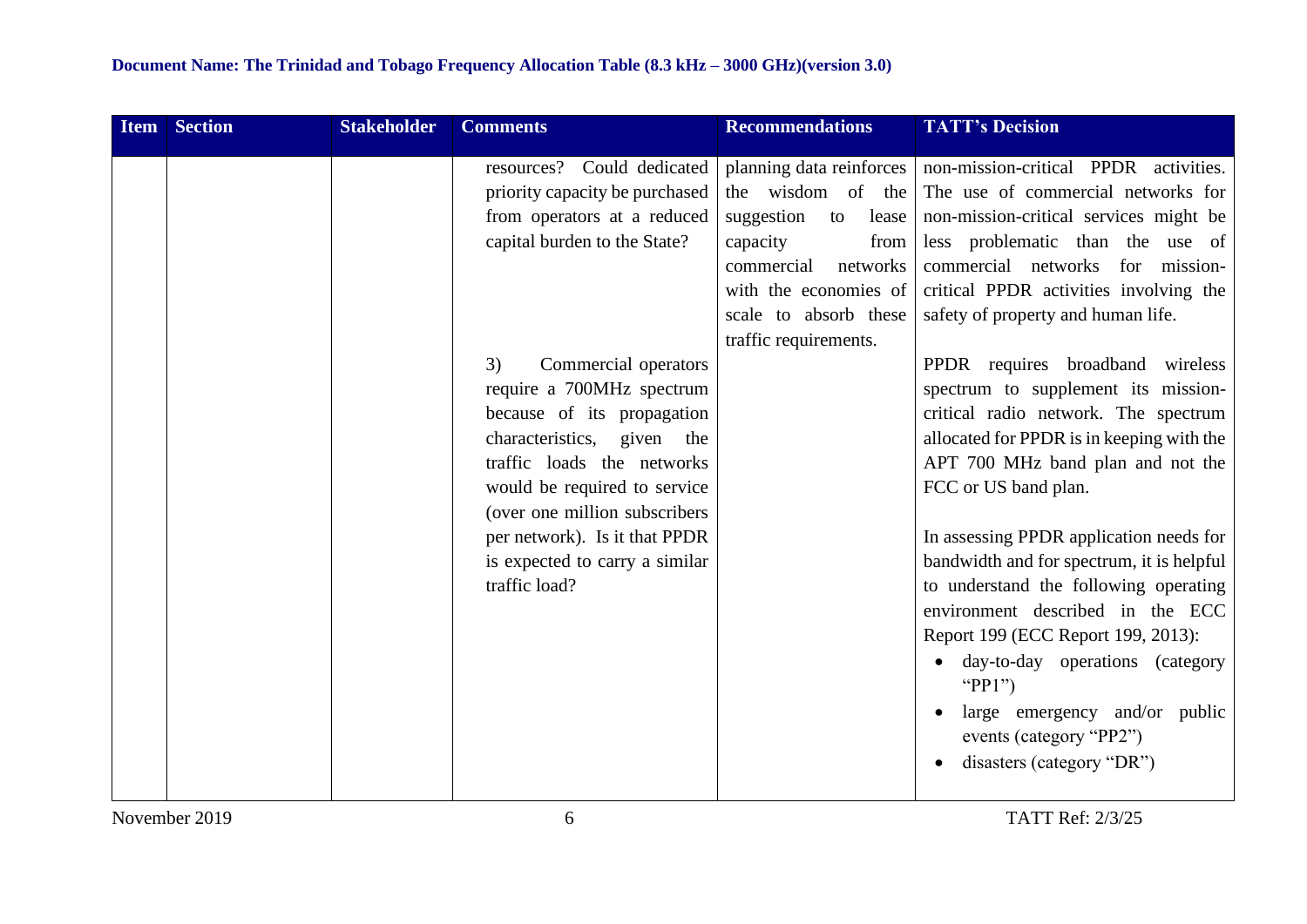| Item | Section | Stakeholder | Comments | Recommendations | TATT's Decision |
|---|---|---|---|---|---|
| | | | resources? Could dedicated priority capacity be purchased from operators at a reduced capital burden to the State?<br><br>3) Commercial operators require a 700MHz spectrum because of its propagation characteristics, given the traffic loads the networks would be required to service (over one million subscribers per network). Is it that PPDR is expected to carry a similar traffic load? | planning data reinforces the wisdom of the suggestion to lease capacity from commercial networks with the economies of scale to absorb these traffic requirements. | non-mission-critical PPDR activities. The use of commercial networks for non-mission-critical services might be less problematic than the use of commercial networks for mission-critical PPDR activities involving the safety of property and human life.<br><br>PPDR requires broadband wireless spectrum to supplement its mission-critical radio network. The spectrum allocated for PPDR is in keeping with the APT 700 MHz band plan and not the FCC or US band plan.<br><br>In assessing PPDR application needs for bandwidth and for spectrum, it is helpful to understand the following operating environment described in the ECC Report 199 (ECC Report 199, 2013):<br>• day-to-day operations (category "PP1")<br>• large emergency and/or public events (category "PP2")<br>• disasters (category "DR") |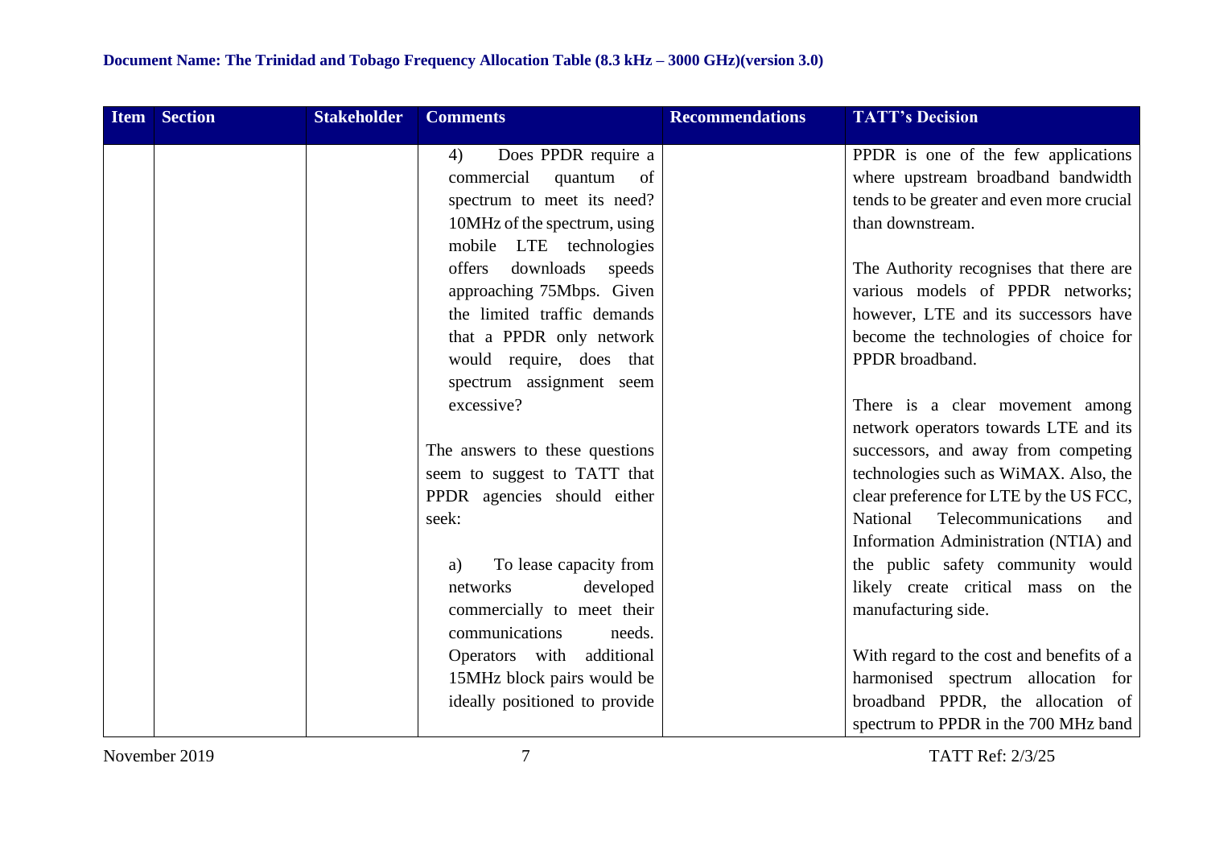| Item | Section | Stakeholder | Comments | Recommendations | TATT's Decision |
|---|---|---|---|---|---|
| | | | 4) Does PPDR require a commercial quantum of spectrum to meet its need? 10MHz of the spectrum, using mobile LTE technologies offers downloads speeds approaching 75Mbps. Given the limited traffic demands that a PPDR only network would require, does that spectrum assignment seem excessive?<br><br>The answers to these questions seem to suggest to TATT that PPDR agencies should either seek:<br><br>a) To lease capacity from networks developed commercially to meet their communications needs. Operators with additional 15MHz block pairs would be ideally positioned to provide | | PPDR is one of the few applications where upstream broadband bandwidth tends to be greater and even more crucial than downstream.<br><br>The Authority recognises that there are various models of PPDR networks; however, LTE and its successors have become the technologies of choice for PPDR broadband.<br><br>There is a clear movement among network operators towards LTE and its successors, and away from competing technologies such as WiMAX. Also, the clear preference for LTE by the US FCC, National Telecommunications and Information Administration (NTIA) and the public safety community would likely create critical mass on the manufacturing side.<br><br>With regard to the cost and benefits of a harmonised spectrum allocation for broadband PPDR, the allocation of spectrum to PPDR in the 700 MHz band |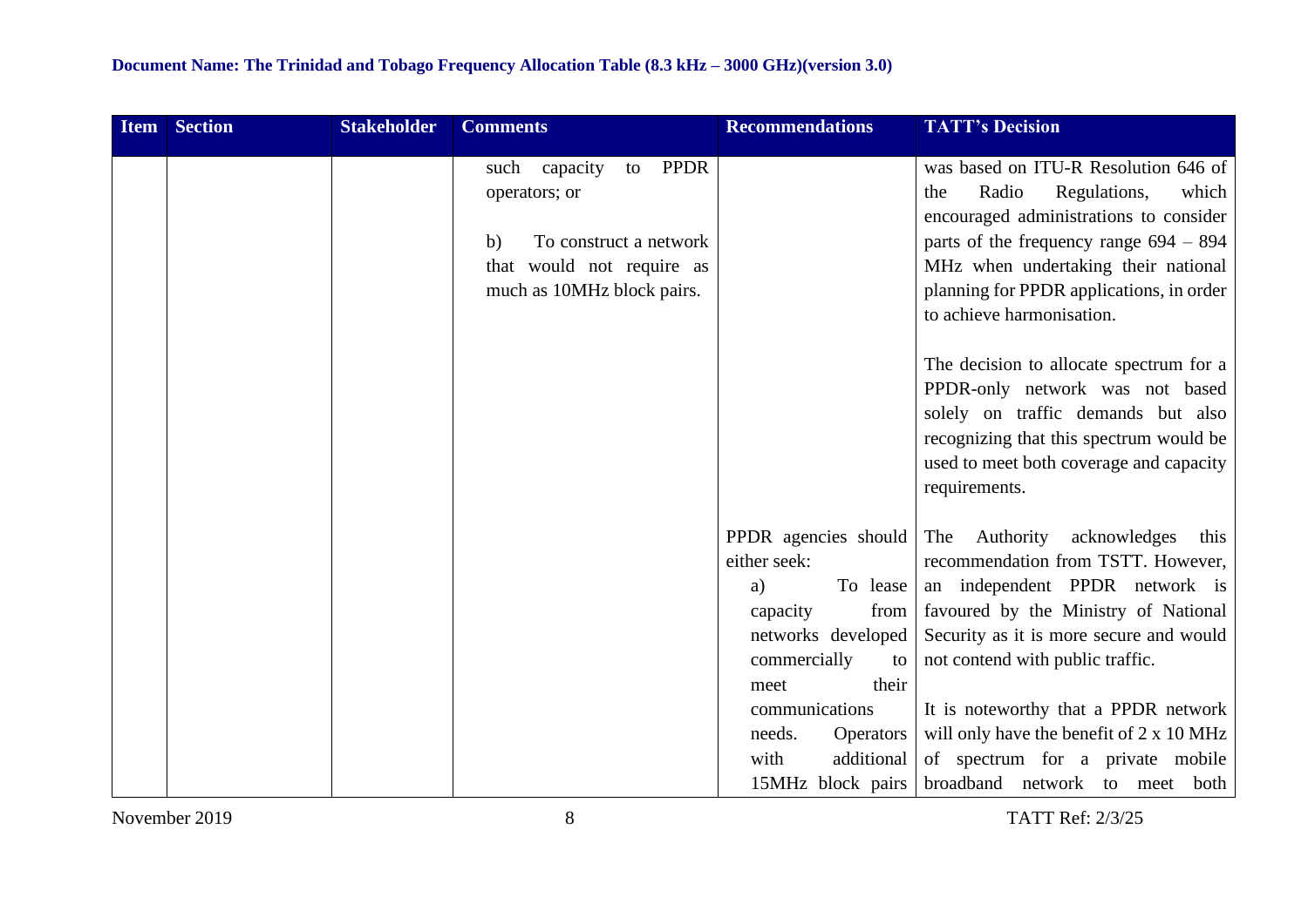| Item | Section | Stakeholder | Comments | Recommendations | TATT's Decision |
|---|---|---|---|---|---|
| | | | such capacity to PPDR operators; or<br><br>b) To construct a network that would not require as much as 10MHz block pairs. | | was based on ITU-R Resolution 646 of the Radio Regulations, which encouraged administrations to consider parts of the frequency range 694 – 894 MHz when undertaking their national planning for PPDR applications, in order to achieve harmonisation.<br><br>The decision to allocate spectrum for a PPDR-only network was not based solely on traffic demands but also recognizing that this spectrum would be used to meet both coverage and capacity requirements. |
| | | | | PPDR agencies should either seek:<br>a) To lease capacity from networks developed commercially to meet their communications needs. Operators with additional 15MHz block pairs | The Authority acknowledges this recommendation from TSTT. However, an independent PPDR network is favoured by the Ministry of National Security as it is more secure and would not contend with public traffic.<br><br>It is noteworthy that a PPDR network will only have the benefit of 2 x 10 MHz of spectrum for a private mobile broadband network to meet both |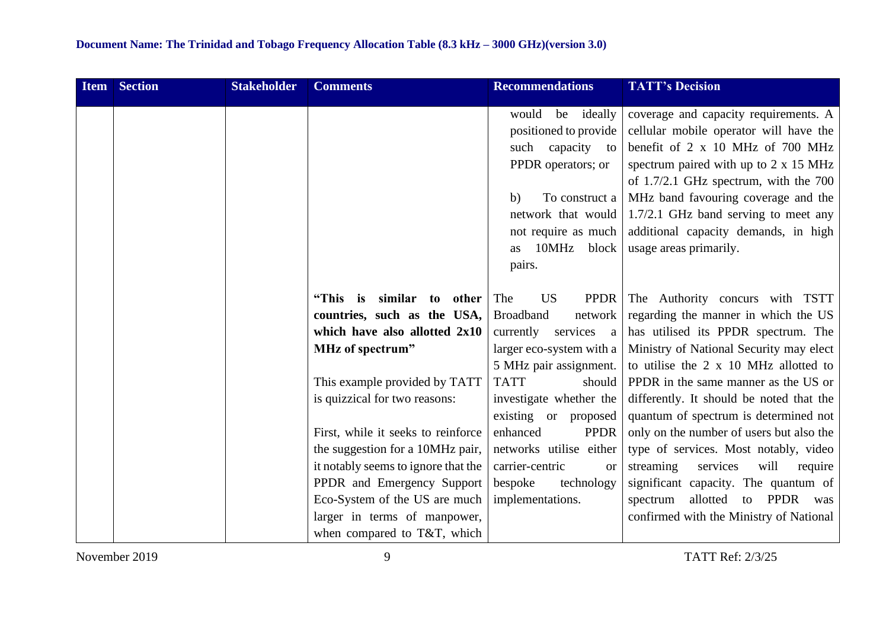| Item | Section | Stakeholder | Comments | Recommendations | TATT's Decision |
|---|---|---|---|---|---|
| | | | | would be ideally positioned to provide such capacity to PPDR operators; or<br><br>b) To construct a network that would not require as much as 10MHz block pairs. | coverage and capacity requirements. A cellular mobile operator will have the benefit of 2 x 10 MHz of 700 MHz spectrum paired with up to 2 x 15 MHz of 1.7/2.1 GHz spectrum, with the 700 MHz band favouring coverage and the 1.7/2.1 GHz band serving to meet any additional capacity demands, in high usage areas primarily. |
| | | | **"This is similar to other countries, such as the USA, which have also allotted 2x10 MHz of spectrum"**<br><br>This example provided by TATT is quizzical for two reasons:<br><br>First, while it seeks to reinforce the suggestion for a 10MHz pair, it notably seems to ignore that the PPDR and Emergency Support Eco-System of the US are much larger in terms of manpower, when compared to T&T, which | The US PPDR Broadband network currently services a larger eco-system with a 5 MHz pair assignment. TATT should investigate whether the existing or proposed enhanced PPDR networks utilise either carrier-centric or bespoke technology implementations. | The Authority concurs with TSTT regarding the manner in which the US has utilised its PPDR spectrum. The Ministry of National Security may elect to utilise the 2 x 10 MHz allotted to PPDR in the same manner as the US or differently. It should be noted that the quantum of spectrum is determined not only on the number of users but also the type of services. Most notably, video streaming services will require significant capacity. The quantum of spectrum allotted to PPDR was confirmed with the Ministry of National |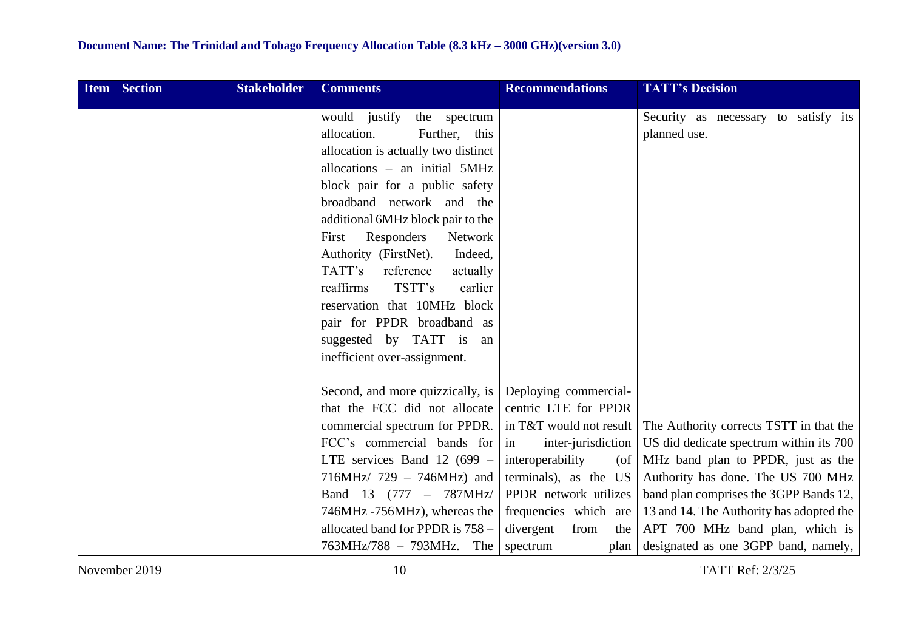| Item | Section | Stakeholder | Comments | Recommendations | TATT's Decision |
|---|---|---|---|---|---|
| | | | would justify the spectrum allocation. Further, this allocation is actually two distinct allocations – an initial 5MHz block pair for a public safety broadband network and the additional 6MHz block pair to the First Responders Network Authority (FirstNet). Indeed, TATT's reference actually reaffirms TSTT's earlier reservation that 10MHz block pair for PPDR broadband as suggested by TATT is an inefficient over-assignment.<br><br>Second, and more quizzically, is that the FCC did not allocate commercial spectrum for PPDR. FCC's commercial bands for LTE services Band 12 (699 – 716MHz/ 729 – 746MHz) and Band 13 (777 – 787MHz/ 746MHz -756MHz), whereas the allocated band for PPDR is 758 – 763MHz/788 – 793MHz. The | Deploying commercial-centric LTE for PPDR in T&T would not result in inter-jurisdiction interoperability (of terminals), as the US PPDR network utilizes frequencies which are divergent from the spectrum plan | Security as necessary to satisfy its planned use.<br><br>The Authority corrects TSTT in that the US did dedicate spectrum within its 700 MHz band plan to PPDR, just as the Authority has done. The US 700 MHz band plan comprises the 3GPP Bands 12, 13 and 14. The Authority has adopted the APT 700 MHz band plan, which is designated as one 3GPP band, namely, |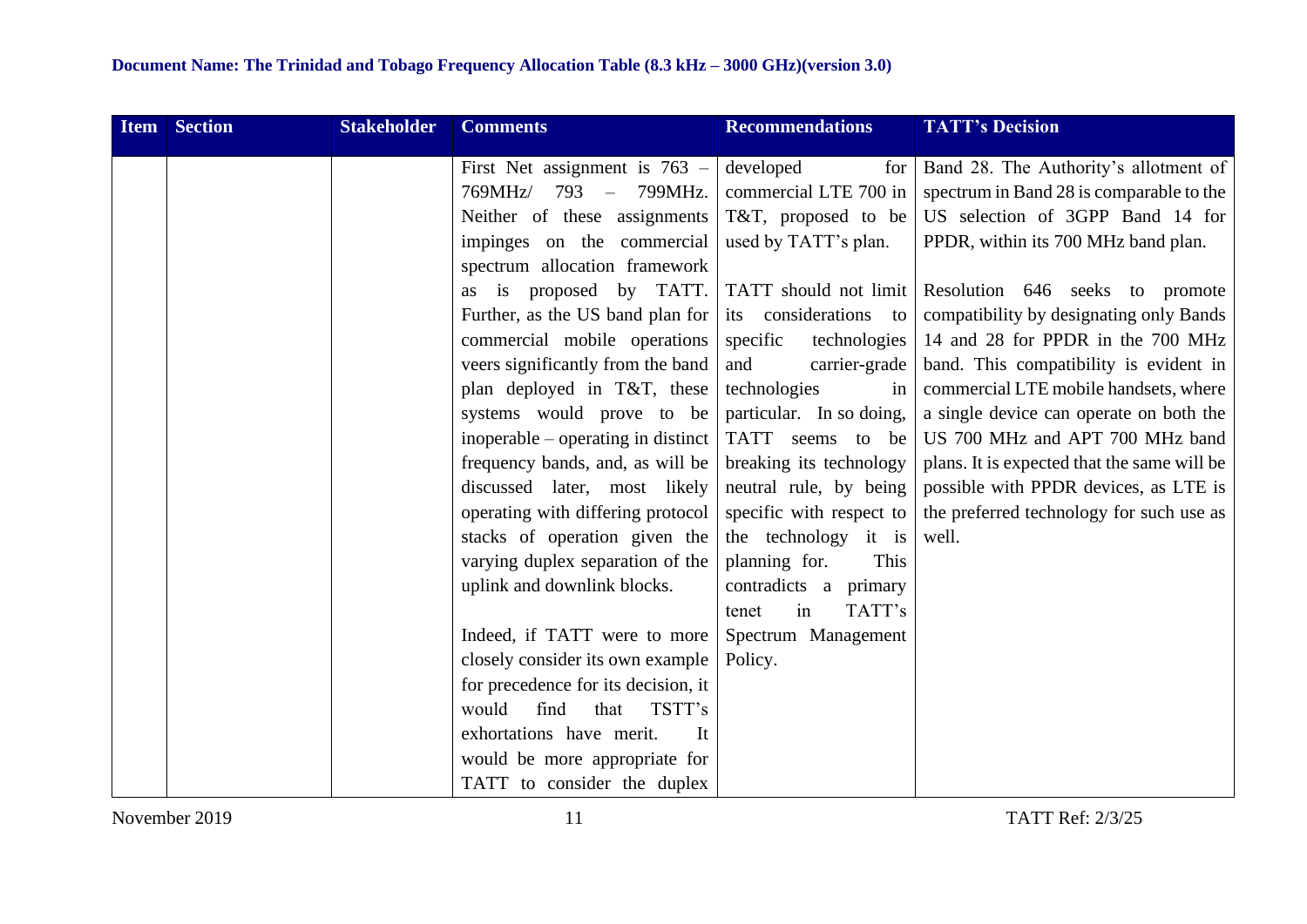| Item | Section | Stakeholder | Comments | Recommendations | TATT's Decision |
|---|---|---|---|---|---|
| | | | First Net assignment is 763 – 769MHz/ 793 – 799MHz. Neither of these assignments impinges on the commercial spectrum allocation framework as is proposed by TATT. Further, as the US band plan for commercial mobile operations veers significantly from the band plan deployed in T&T, these systems would prove to be inoperable – operating in distinct frequency bands, and, as will be discussed later, most likely operating with differing protocol stacks of operation given the varying duplex separation of the uplink and downlink blocks.<br><br>Indeed, if TATT were to more closely consider its own example for precedence for its decision, it would find that TSTT's exhortations have merit. It would be more appropriate for TATT to consider the duplex | developed for commercial LTE 700 in T&T, proposed to be used by TATT's plan.<br><br>TATT should not limit its considerations to specific technologies and carrier-grade technologies in particular. In so doing, TATT seems to be breaking its technology neutral rule, by being specific with respect to the technology it is planning for. This contradicts a primary tenet in TATT's Spectrum Management Policy. | Band 28. The Authority's allotment of spectrum in Band 28 is comparable to the US selection of 3GPP Band 14 for PPDR, within its 700 MHz band plan.<br><br>Resolution 646 seeks to promote compatibility by designating only Bands 14 and 28 for PPDR in the 700 MHz band. This compatibility is evident in commercial LTE mobile handsets, where a single device can operate on both the US 700 MHz and APT 700 MHz band plans. It is expected that the same will be possible with PPDR devices, as LTE is the preferred technology for such use as well. |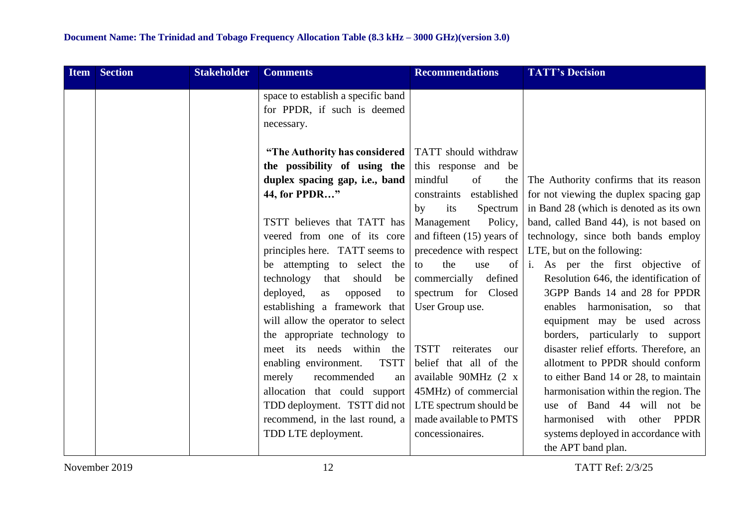| Item | Section | Stakeholder | Comments | Recommendations | TATT's Decision |
|---|---|---|---|---|---|
| | | | space to establish a specific band for PPDR, if such is deemed necessary.<br><br>**"The Authority has considered the possibility of using the duplex spacing gap, i.e., band 44, for PPDR…"**<br><br>TSTT believes that TATT has veered from one of its core principles here. TATT seems to be attempting to select the technology that should be deployed, as opposed to establishing a framework that will allow the operator to select the appropriate technology to meet its needs within the enabling environment. TSTT merely recommended an allocation that could support TDD deployment. TSTT did not recommend, in the last round, a TDD LTE deployment. | TATT should withdraw this response and be mindful of the constraints established by its Spectrum Management Policy, and fifteen (15) years of precedence with respect to the use of commercially defined spectrum for Closed User Group use.<br><br>TSTT reiterates our belief that all of the available 90MHz (2 x 45MHz) of commercial LTE spectrum should be made available to PMTS concessionaires. | The Authority confirms that its reason for not viewing the duplex spacing gap in Band 28 (which is denoted as its own band, called Band 44), is not based on technology, since both bands employ LTE, but on the following:<br>i. As per the first objective of Resolution 646, the identification of 3GPP Bands 14 and 28 for PPDR enables harmonisation, so that equipment may be used across borders, particularly to support disaster relief efforts. Therefore, an allotment to PPDR should conform to either Band 14 or 28, to maintain harmonisation within the region. The use of Band 44 will not be harmonised with other PPDR systems deployed in accordance with the APT band plan. |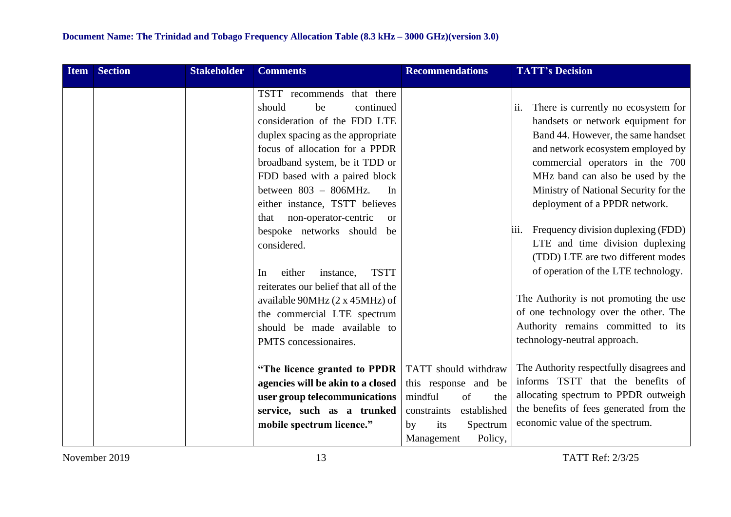| Item | Section | Stakeholder | Comments | Recommendations | TATT's Decision |
|---|---|---|---|---|---|
| | | | TSTT recommends that there should be continued consideration of the FDD LTE duplex spacing as the appropriate focus of allocation for a PPDR broadband system, be it TDD or FDD based with a paired block between 803 – 806MHz. In either instance, TSTT believes that non-operator-centric or bespoke networks should be considered.<br><br>In either instance, TSTT reiterates our belief that all of the available 90MHz (2 x 45MHz) of the commercial LTE spectrum should be made available to PMTS concessionaires. | | ii. There is currently no ecosystem for handsets or network equipment for Band 44. However, the same handset and network ecosystem employed by commercial operators in the 700 MHz band can also be used by the Ministry of National Security for the deployment of a PPDR network.<br><br>iii. Frequency division duplexing (FDD) LTE and time division duplexing (TDD) LTE are two different modes of operation of the LTE technology.<br><br>The Authority is not promoting the use of one technology over the other. The Authority remains committed to its technology-neutral approach. |
| | | | **"The licence granted to PPDR agencies will be akin to a closed user group telecommunications service, such as a trunked mobile spectrum licence."** | TATT should withdraw this response and be mindful of the constraints established by its Spectrum Management Policy, | The Authority respectfully disagrees and informs TSTT that the benefits of allocating spectrum to PPDR outweigh the benefits of fees generated from the economic value of the spectrum. |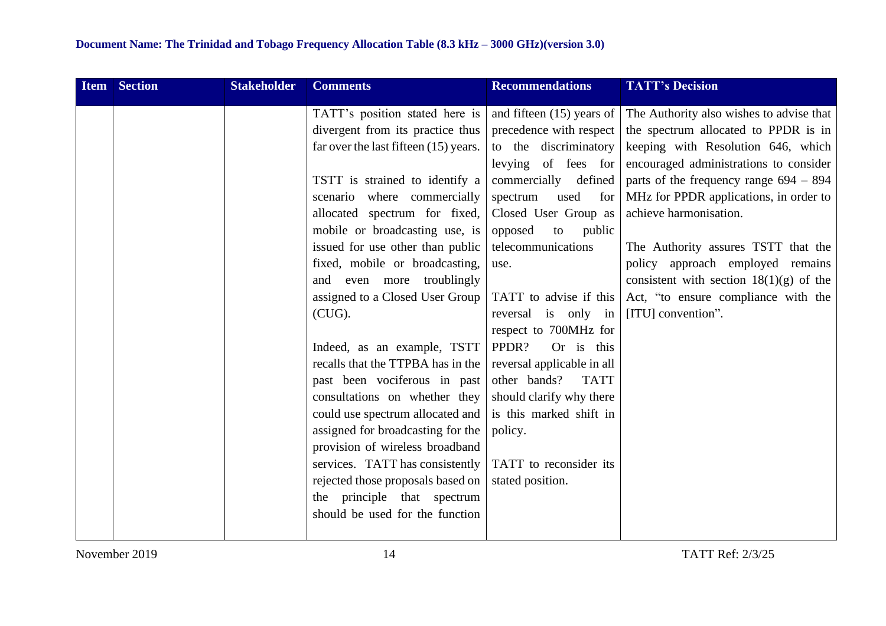| Item | Section | Stakeholder | Comments | Recommendations | TATT's Decision |
|---|---|---|---|---|---|
| | | | TATT's position stated here is divergent from its practice thus far over the last fifteen (15) years.<br><br>TSTT is strained to identify a scenario where commercially allocated spectrum for fixed, mobile or broadcasting use, is issued for use other than public fixed, mobile or broadcasting, and even more troublingly assigned to a Closed User Group (CUG).<br><br>Indeed, as an example, TSTT recalls that the TTPBA has in the past been vociferous in past consultations on whether they could use spectrum allocated and assigned for broadcasting for the provision of wireless broadband services. TATT has consistently rejected those proposals based on the principle that spectrum should be used for the function | and fifteen (15) years of precedence with respect to the discriminatory levying of fees for commercially defined spectrum used for Closed User Group as opposed to public telecommunications use.<br><br>TATT to advise if this reversal is only in respect to 700MHz for PPDR? Or is this reversal applicable in all other bands? TATT should clarify why there is this marked shift in policy.<br><br>TATT to reconsider its stated position. | The Authority also wishes to advise that the spectrum allocated to PPDR is in keeping with Resolution 646, which encouraged administrations to consider parts of the frequency range 694 – 894 MHz for PPDR applications, in order to achieve harmonisation.<br><br>The Authority assures TSTT that the policy approach employed remains consistent with section 18(1)(g) of the Act, "to ensure compliance with the [ITU] convention". |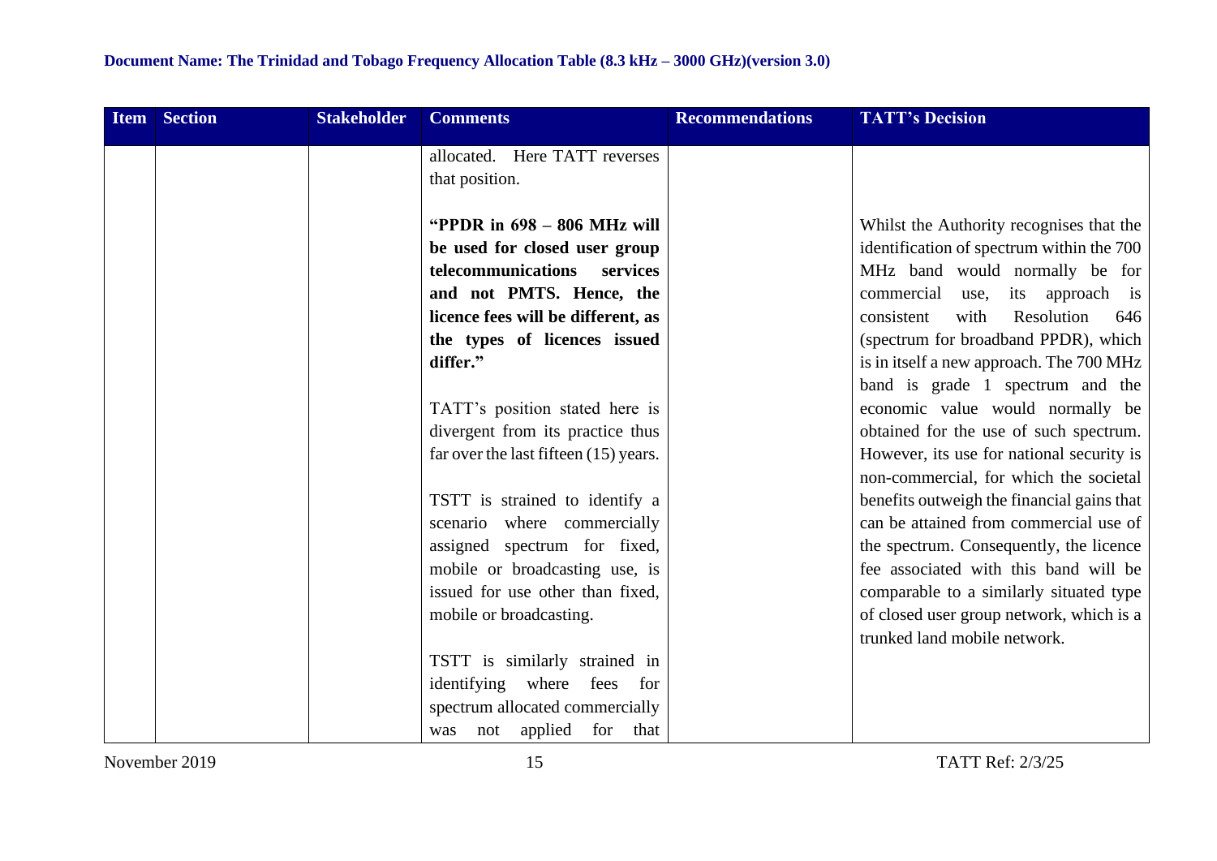| Item | Section | Stakeholder | Comments | Recommendations | TATT's Decision |
|---|---|---|---|---|---|
| | | | allocated. Here TATT reverses that position.<br><br>**"PPDR in 698 – 806 MHz will be used for closed user group telecommunications services and not PMTS. Hence, the licence fees will be different, as the types of licences issued differ."**<br><br>TATT's position stated here is divergent from its practice thus far over the last fifteen (15) years.<br><br>TSTT is strained to identify a scenario where commercially assigned spectrum for fixed, mobile or broadcasting use, is issued for use other than fixed, mobile or broadcasting.<br><br>TSTT is similarly strained in identifying where fees for spectrum allocated commercially was not applied for that | | Whilst the Authority recognises that the identification of spectrum within the 700 MHz band would normally be for commercial use, its approach is consistent with Resolution 646 (spectrum for broadband PPDR), which is in itself a new approach. The 700 MHz band is grade 1 spectrum and the economic value would normally be obtained for the use of such spectrum. However, its use for national security is non-commercial, for which the societal benefits outweigh the financial gains that can be attained from commercial use of the spectrum. Consequently, the licence fee associated with this band will be comparable to a similarly situated type of closed user group network, which is a trunked land mobile network. |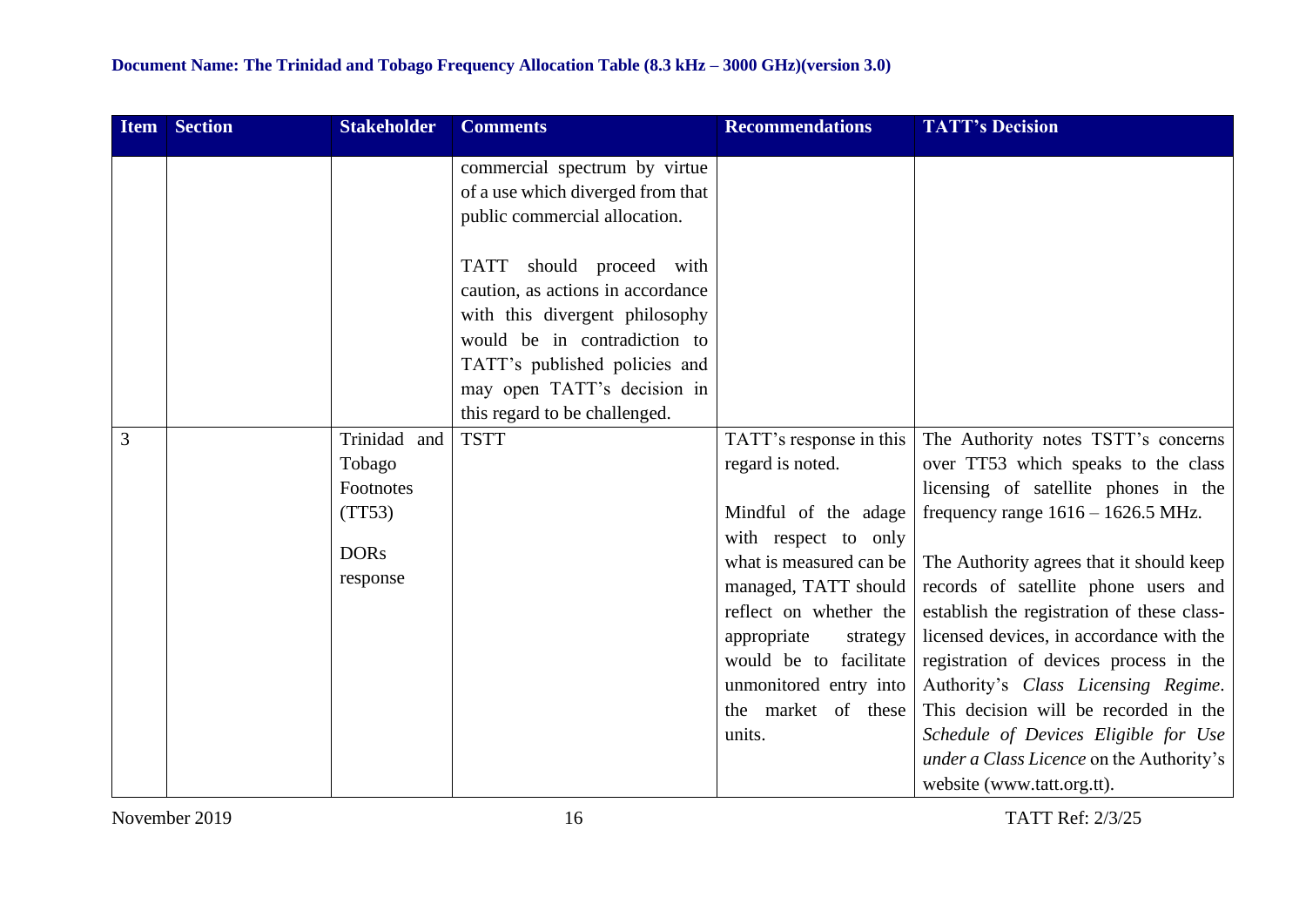| Item | Section | Stakeholder | Comments | Recommendations | TATT's Decision |
|---|---|---|---|---|---|
| | | | commercial spectrum by virtue of a use which diverged from that public commercial allocation.<br><br>TATT should proceed with caution, as actions in accordance with this divergent philosophy would be in contradiction to TATT's published policies and may open TATT's decision in this regard to be challenged. | | |
| 3 | | Trinidad and Tobago Footnotes (TT53)<br><br>DORs response | TSTT | TATT's response in this regard is noted.<br><br>Mindful of the adage with respect to only what is measured can be managed, TATT should reflect on whether the appropriate strategy would be to facilitate unmonitored entry into the market of these units. | The Authority notes TSTT's concerns over TT53 which speaks to the class licensing of satellite phones in the frequency range 1616 – 1626.5 MHz.<br><br>The Authority agrees that it should keep records of satellite phone users and establish the registration of these class-licensed devices, in accordance with the registration of devices process in the Authority's *Class Licensing Regime*. This decision will be recorded in the *Schedule of Devices Eligible for Use under a Class Licence* on the Authority's website (www.tatt.org.tt). |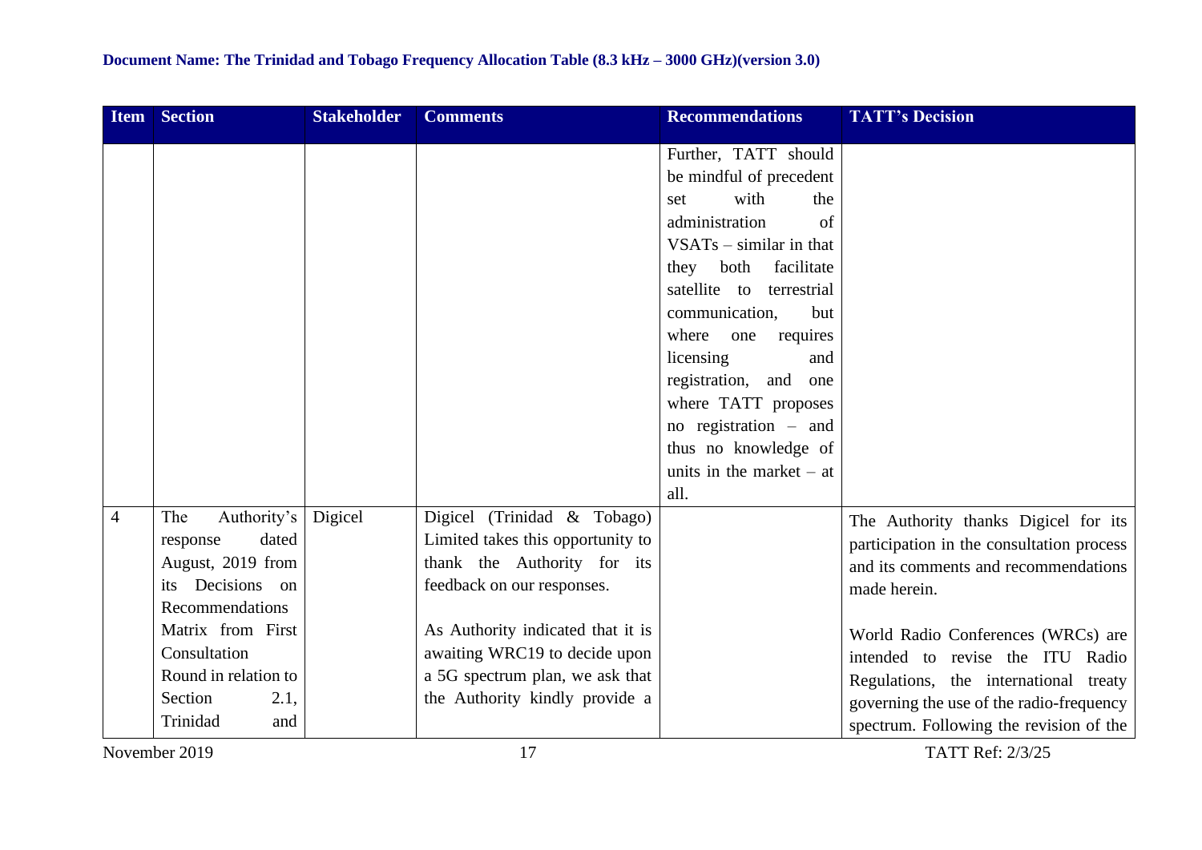| Item | Section | Stakeholder | Comments | Recommendations | TATT's Decision |
|---|---|---|---|---|---|
| | | | | Further, TATT should be mindful of precedent set with the administration of VSATs – similar in that they both facilitate satellite to terrestrial communication, but where one requires licensing and registration, and one where TATT proposes no registration – and thus no knowledge of units in the market – at all. | |
| 4 | The Authority's response dated August, 2019 from its Decisions on Recommendations Matrix from First Consultation Round in relation to Section 2.1, Trinidad and | Digicel | Digicel (Trinidad & Tobago) Limited takes this opportunity to thank the Authority for its feedback on our responses.<br><br>As Authority indicated that it is awaiting WRC19 to decide upon a 5G spectrum plan, we ask that the Authority kindly provide a | | The Authority thanks Digicel for its participation in the consultation process and its comments and recommendations made herein.<br><br>World Radio Conferences (WRCs) are intended to revise the ITU Radio Regulations, the international treaty governing the use of the radio-frequency spectrum. Following the revision of the |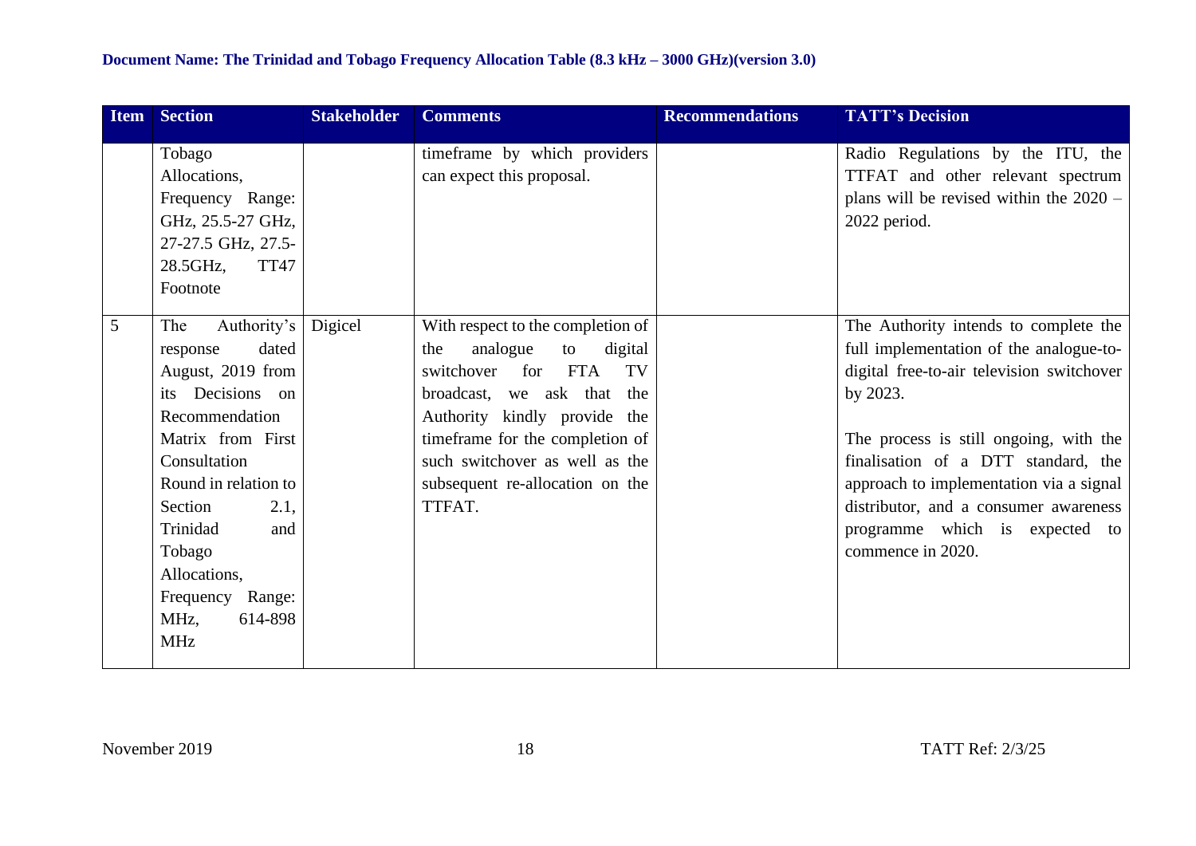| Item | Section | Stakeholder | Comments | Recommendations | TATT's Decision |
|---|---|---|---|---|---|
| | Tobago Allocations, Frequency Range: GHz, 25.5-27 GHz, 27-27.5 GHz, 27.5-28.5GHz, TT47 Footnote | | timeframe by which providers can expect this proposal. | | Radio Regulations by the ITU, the TTFAT and other relevant spectrum plans will be revised within the 2020 – 2022 period. |
| 5 | The Authority's response dated August, 2019 from its Decisions on Recommendation Matrix from First Consultation Round in relation to Section 2.1, Trinidad and Tobago Allocations, Frequency Range: MHz, 614-898 MHz | Digicel | With respect to the completion of the analogue to digital switchover for FTA TV broadcast, we ask that the Authority kindly provide the timeframe for the completion of such switchover as well as the subsequent re-allocation on the TTFAT. | | The Authority intends to complete the full implementation of the analogue-to-digital free-to-air television switchover by 2023.<br><br>The process is still ongoing, with the finalisation of a DTT standard, the approach to implementation via a signal distributor, and a consumer awareness programme which is expected to commence in 2020. |